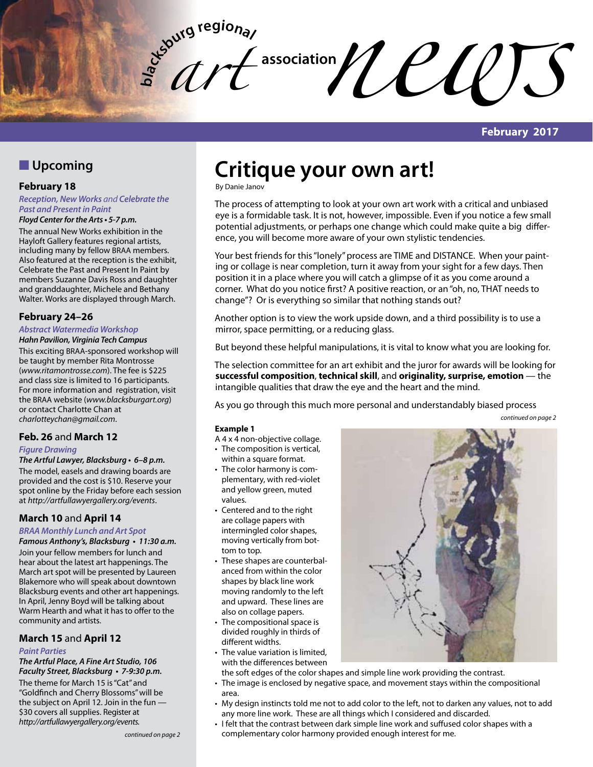# blacksburg regional art association news

**February 2017**

## Upcoming

### February 18

***Reception, New Works** and **Celebrate the Past and Present in Paint***

***Floyd Center for the Arts • 5-7 p.m.***

The annual New Works exhibition in the Hayloft Gallery features regional artists, including many by fellow BRAA members. Also featured at the reception is the exhibit, Celebrate the Past and Present In Paint by members Suzanne Davis Ross and daughter and granddaughter, Michele and Bethany Walter. Works are displayed through March.

### February 24–26

***Abstract Watermedia Workshop***

***Hahn Pavilion, Virginia Tech Campus***

This exciting BRAA-sponsored workshop will be taught by member Rita Montrosse (*www.ritamontrosse.com*). The fee is $225 and class size is limited to 16 participants. For more information and registration, visit the BRAA website (*www.blacksburgart.org*) or contact Charlotte Chan at *charlotteychan@gmail.com*.

### Feb. 26 and March 12

***Figure Drawing***

***The Artful Lawyer, Blacksburg • 6–8 p.m.***

The model, easels and drawing boards are provided and the cost is $10. Reserve your spot online by the Friday before each session at *http://artfullawyergallery.org/events*.

### March 10 and April 14

***BRAA Monthly Lunch and Art Spot***

***Famous Anthony's, Blacksburg • 11:30 a.m.***

Join your fellow members for lunch and hear about the latest art happenings. The March art spot will be presented by Laureen Blakemore who will speak about downtown Blacksburg events and other art happenings. In April, Jenny Boyd will be talking about Warm Hearth and what it has to offer to the community and artists.

### March 15 and April 12

***Paint Parties***

***The Artful Place, A Fine Art Studio, 106 Faculty Street, Blacksburg • 7-9:30 p.m.***

The theme for March 15 is "Cat" and "Goldfinch and Cherry Blossoms" will be the subject on April 12. Join in the fun — $30 covers all supplies. Register at *http://artfullawyergallery.org/events.*

*continued on page 2*

# Critique your own art!

By Danie Janov

The process of attempting to look at your own art work with a critical and unbiased eye is a formidable task. It is not, however, impossible. Even if you notice a few small potential adjustments, or perhaps one change which could make quite a big difference, you will become more aware of your own stylistic tendencies.

Your best friends for this "lonely" process are TIME and DISTANCE. When your painting or collage is near completion, turn it away from your sight for a few days. Then position it in a place where you will catch a glimpse of it as you come around a corner. What do you notice first? A positive reaction, or an "oh, no, THAT needs to change"? Or is everything so similar that nothing stands out?

Another option is to view the work upside down, and a third possibility is to use a mirror, space permitting, or a reducing glass.

But beyond these helpful manipulations, it is vital to know what you are looking for.

The selection committee for an art exhibit and the juror for awards will be looking for **successful composition**, **technical skill**, and **originality, surprise, emotion** — the intangible qualities that draw the eye and the heart and the mind.

As you go through this much more personal and understandably biased process

*continued on page 2*

**Example 1**

A 4 x 4 non-objective collage.

- The composition is vertical, within a square format.
- The color harmony is complementary, with red-violet and yellow green, muted values.
- Centered and to the right are collage papers with intermingled color shapes, moving vertically from bottom to top.
- These shapes are counterbalanced from within the color shapes by black line work moving randomly to the left and upward. These lines are also on collage papers.
- The compositional space is divided roughly in thirds of different widths.
- The value variation is limited, with the differences between the soft edges of the color shapes and simple line work providing the contrast.
- The image is enclosed by negative space, and movement stays within the compositional area.
- My design instincts told me not to add color to the left, not to darken any values, not to add any more line work. These are all things which I considered and discarded.
- I felt that the contrast between dark simple line work and suffused color shapes with a complementary color harmony provided enough interest for me.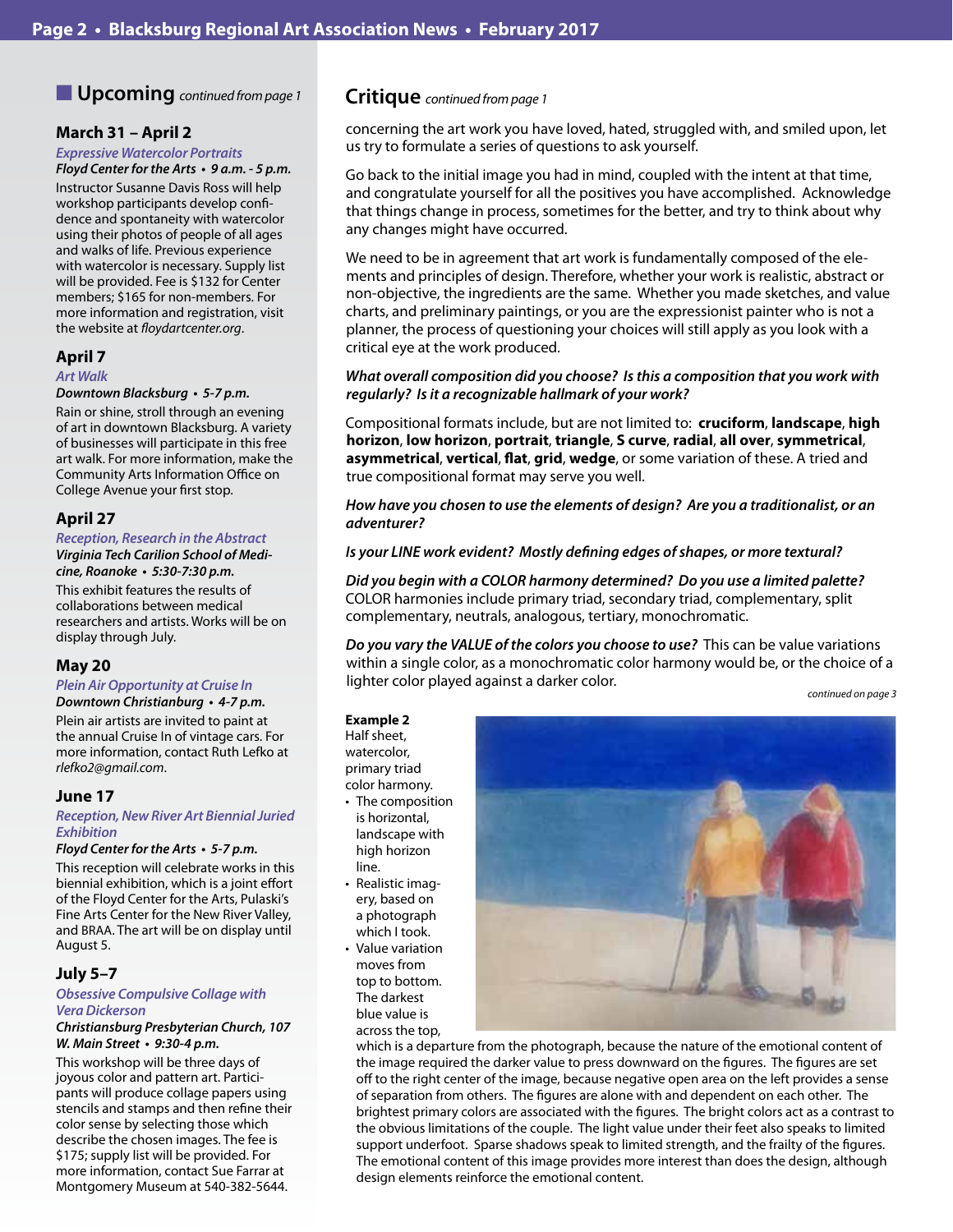## Upcoming *continued from page 1*

### March 31 – April 2

*Expressive Watercolor Portraits*

***Floyd Center for the Arts • 9 a.m. - 5 p.m.***

Instructor Susanne Davis Ross will help workshop participants develop confidence and spontaneity with watercolor using their photos of people of all ages and walks of life. Previous experience with watercolor is necessary. Supply list will be provided. Fee is $132 for Center members; $165 for non-members. For more information and registration, visit the website at *floydartcenter.org*.

### April 7

*Art Walk*

***Downtown Blacksburg • 5-7 p.m.***

Rain or shine, stroll through an evening of art in downtown Blacksburg. A variety of businesses will participate in this free art walk. For more information, make the Community Arts Information Office on College Avenue your first stop.

### April 27

*Reception, Research in the Abstract*

***Virginia Tech Carilion School of Medicine, Roanoke • 5:30-7:30 p.m.***

This exhibit features the results of collaborations between medical researchers and artists. Works will be on display through July.

### May 20

*Plein Air Opportunity at Cruise In*

***Downtown Christianburg • 4-7 p.m.***

Plein air artists are invited to paint at the annual Cruise In of vintage cars. For more information, contact Ruth Lefko at *rlefko2@gmail.com*.

### June 17

*Reception, New River Art Biennial Juried Exhibition*

***Floyd Center for the Arts • 5-7 p.m.***

This reception will celebrate works in this biennial exhibition, which is a joint effort of the Floyd Center for the Arts, Pulaski's Fine Arts Center for the New River Valley, and BRAA. The art will be on display until August 5.

### July 5–7

*Obsessive Compulsive Collage with Vera Dickerson*

***Christiansburg Presbyterian Church, 107 W. Main Street • 9:30-4 p.m.***

This workshop will be three days of joyous color and pattern art. Participants will produce collage papers using stencils and stamps and then refine their color sense by selecting those which describe the chosen images. The fee is $175; supply list will be provided. For more information, contact Sue Farrar at Montgomery Museum at 540-382-5644.

## Critique *continued from page 1*

concerning the art work you have loved, hated, struggled with, and smiled upon, let us try to formulate a series of questions to ask yourself.

Go back to the initial image you had in mind, coupled with the intent at that time, and congratulate yourself for all the positives you have accomplished. Acknowledge that things change in process, sometimes for the better, and try to think about why any changes might have occurred.

We need to be in agreement that art work is fundamentally composed of the elements and principles of design. Therefore, whether your work is realistic, abstract or non-objective, the ingredients are the same. Whether you made sketches, and value charts, and preliminary paintings, or you are the expressionist painter who is not a planner, the process of questioning your choices will still apply as you look with a critical eye at the work produced.

***What overall composition did you choose? Is this a composition that you work with regularly? Is it a recognizable hallmark of your work?***

Compositional formats include, but are not limited to: **cruciform**, **landscape**, **high horizon**, **low horizon**, **portrait**, **triangle**, **S curve**, **radial**, **all over**, **symmetrical**, **asymmetrical**, **vertical**, **flat**, **grid**, **wedge**, or some variation of these. A tried and true compositional format may serve you well.

***How have you chosen to use the elements of design? Are you a traditionalist, or an adventurer?***

***Is your LINE work evident? Mostly defining edges of shapes, or more textural?***

***Did you begin with a COLOR harmony determined? Do you use a limited palette?*** COLOR harmonies include primary triad, secondary triad, complementary, split complementary, neutrals, analogous, tertiary, monochromatic.

***Do you vary the VALUE of the colors you choose to use?*** This can be value variations within a single color, as a monochromatic color harmony would be, or the choice of a lighter color played against a darker color.

*continued on page 3*

**Example 2**
Half sheet, watercolor, primary triad color harmony.

- The composition is horizontal, landscape with high horizon line.
- Realistic imagery, based on a photograph which I took.
- Value variation moves from top to bottom. The darkest blue value is across the top, which is a departure from the photograph, because the nature of the emotional content of the image required the darker value to press downward on the figures. The figures are set off to the right center of the image, because negative open area on the left provides a sense of separation from others. The figures are alone with and dependent on each other. The brightest primary colors are associated with the figures. The bright colors act as a contrast to the obvious limitations of the couple. The light value under their feet also speaks to limited support underfoot. Sparse shadows speak to limited strength, and the frailty of the figures. The emotional content of this image provides more interest than does the design, although design elements reinforce the emotional content.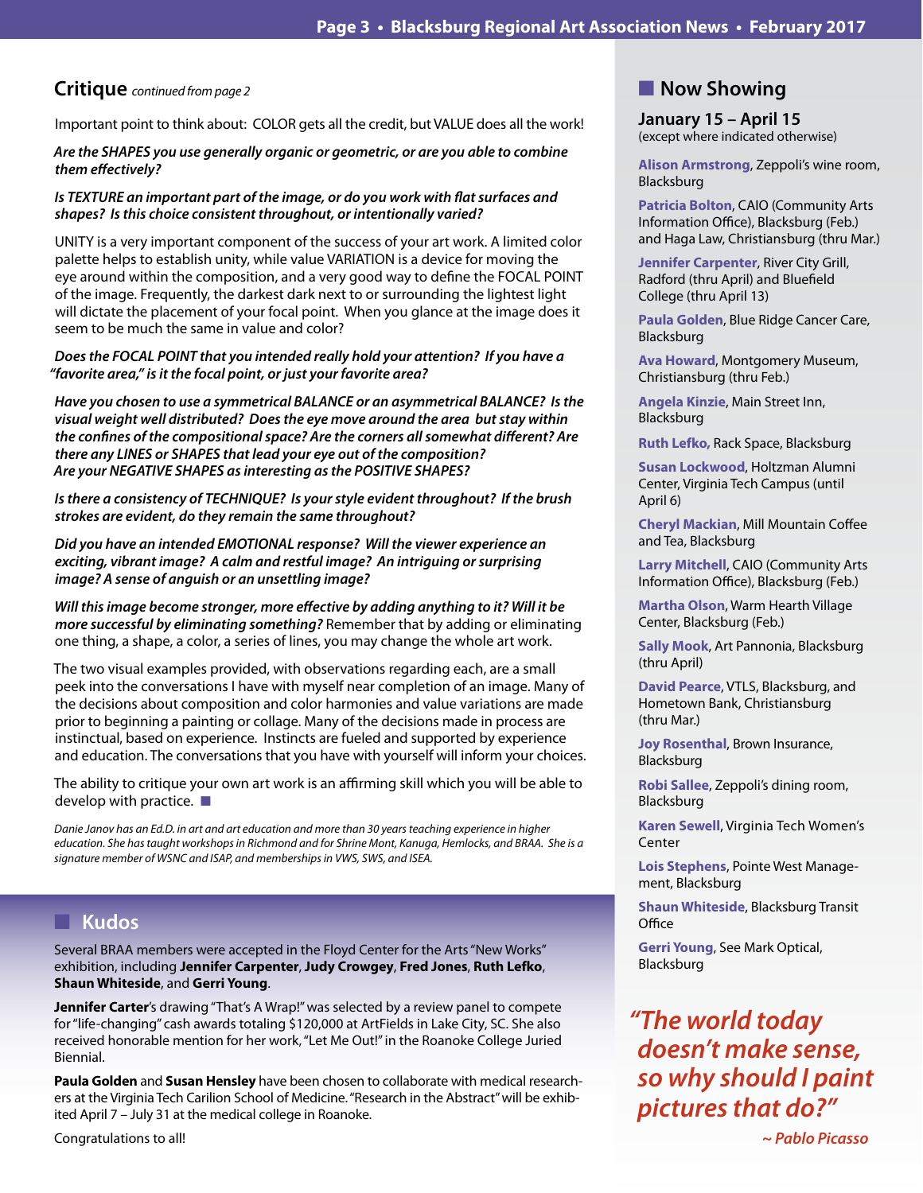## Critique *continued from page 2*

Important point to think about: COLOR gets all the credit, but VALUE does all the work!

***Are the SHAPES you use generally organic or geometric, or are you able to combine them effectively?***

***Is TEXTURE an important part of the image, or do you work with flat surfaces and shapes? Is this choice consistent throughout, or intentionally varied?***

UNITY is a very important component of the success of your art work. A limited color palette helps to establish unity, while value VARIATION is a device for moving the eye around within the composition, and a very good way to define the FOCAL POINT of the image. Frequently, the darkest dark next to or surrounding the lightest light will dictate the placement of your focal point. When you glance at the image does it seem to be much the same in value and color?

***Does the FOCAL POINT that you intended really hold your attention? If you have a "favorite area," is it the focal point, or just your favorite area?***

***Have you chosen to use a symmetrical BALANCE or an asymmetrical BALANCE? Is the visual weight well distributed? Does the eye move around the area but stay within the confines of the compositional space? Are the corners all somewhat different? Are there any LINES or SHAPES that lead your eye out of the composition? Are your NEGATIVE SHAPES as interesting as the POSITIVE SHAPES?***

***Is there a consistency of TECHNIQUE? Is your style evident throughout? If the brush strokes are evident, do they remain the same throughout?***

***Did you have an intended EMOTIONAL response? Will the viewer experience an exciting, vibrant image? A calm and restful image? An intriguing or surprising image? A sense of anguish or an unsettling image?***

***Will this image become stronger, more effective by adding anything to it? Will it be more successful by eliminating something?*** Remember that by adding or eliminating one thing, a shape, a color, a series of lines, you may change the whole art work.

The two visual examples provided, with observations regarding each, are a small peek into the conversations I have with myself near completion of an image. Many of the decisions about composition and color harmonies and value variations are made prior to beginning a painting or collage. Many of the decisions made in process are instinctual, based on experience. Instincts are fueled and supported by experience and education. The conversations that you have with yourself will inform your choices.

The ability to critique your own art work is an affirming skill which you will be able to develop with practice. ■

*Danie Janov has an Ed.D. in art and art education and more than 30 years teaching experience in higher education. She has taught workshops in Richmond and for Shrine Mont, Kanuga, Hemlocks, and BRAA. She is a signature member of WSNC and ISAP, and memberships in VWS, SWS, and ISEA.*

## Kudos

Several BRAA members were accepted in the Floyd Center for the Arts "New Works" exhibition, including **Jennifer Carpenter**, **Judy Crowgey**, **Fred Jones**, **Ruth Lefko**, **Shaun Whiteside**, and **Gerri Young**.

**Jennifer Carter**'s drawing "That's A Wrap!" was selected by a review panel to compete for "life-changing" cash awards totaling $120,000 at ArtFields in Lake City, SC. She also received honorable mention for her work, "Let Me Out!" in the Roanoke College Juried Biennial.

**Paula Golden** and **Susan Hensley** have been chosen to collaborate with medical researchers at the Virginia Tech Carilion School of Medicine. "Research in the Abstract" will be exhibited April 7 – July 31 at the medical college in Roanoke.

Congratulations to all!

## Now Showing

**January 15 – April 15**
(except where indicated otherwise)

**Alison Armstrong**, Zeppoli's wine room, Blacksburg

**Patricia Bolton**, CAIO (Community Arts Information Office), Blacksburg (Feb.) and Haga Law, Christiansburg (thru Mar.)

**Jennifer Carpenter**, River City Grill, Radford (thru April) and Bluefield College (thru April 13)

**Paula Golden**, Blue Ridge Cancer Care, Blacksburg

**Ava Howard**, Montgomery Museum, Christiansburg (thru Feb.)

**Angela Kinzie**, Main Street Inn, Blacksburg

**Ruth Lefko,** Rack Space, Blacksburg

**Susan Lockwood**, Holtzman Alumni Center, Virginia Tech Campus (until April 6)

**Cheryl Mackian**, Mill Mountain Coffee and Tea, Blacksburg

**Larry Mitchell**, CAIO (Community Arts Information Office), Blacksburg (Feb.)

**Martha Olson**, Warm Hearth Village Center, Blacksburg (Feb.)

**Sally Mook**, Art Pannonia, Blacksburg (thru April)

**David Pearce**, VTLS, Blacksburg, and Hometown Bank, Christiansburg (thru Mar.)

**Joy Rosenthal**, Brown Insurance, Blacksburg

**Robi Sallee**, Zeppoli's dining room, Blacksburg

**Karen Sewell**, Virginia Tech Women's Center

**Lois Stephens**, Pointe West Management, Blacksburg

**Shaun Whiteside**, Blacksburg Transit Office

**Gerri Young**, See Mark Optical, Blacksburg

***"The world today doesn't make sense, so why should I paint pictures that do?"***

***~ Pablo Picasso***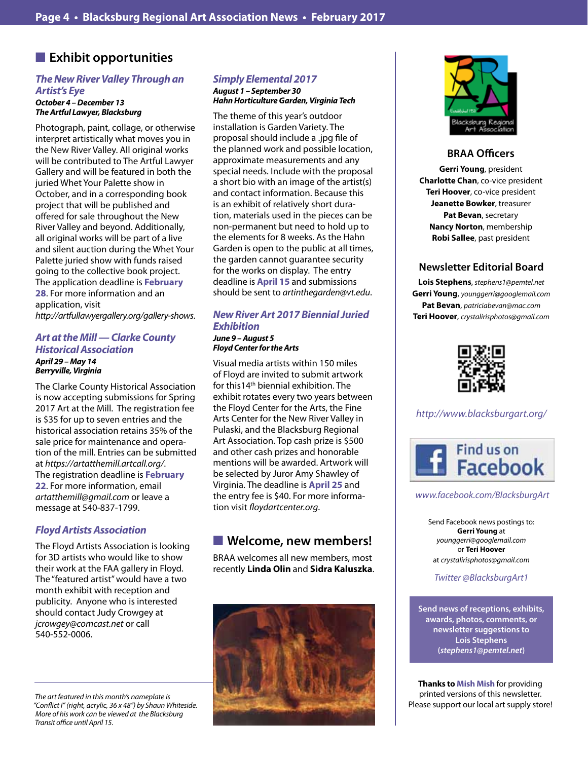## Exhibit opportunities

### *The New River Valley Through an Artist's Eye*

***October 4 – December 13***
***The Artful Lawyer, Blacksburg***

Photograph, paint, collage, or otherwise interpret artistically what moves you in the New River Valley. All original works will be contributed to The Artful Lawyer Gallery and will be featured in both the juried Whet Your Palette show in October, and in a corresponding book project that will be published and offered for sale throughout the New River Valley and beyond. Additionally, all original works will be part of a live and silent auction during the Whet Your Palette juried show with funds raised going to the collective book project. The application deadline is **February 28**. For more information and an application, visit *http://artfullawyergallery.org/gallery-shows*.

### *Art at the Mill — Clarke County Historical Association*

***April 29 – May 14***
***Berryville, Virginia***

The Clarke County Historical Association is now accepting submissions for Spring 2017 Art at the Mill. The registration fee is $35 for up to seven entries and the historical association retains 35% of the sale price for maintenance and operation of the mill. Entries can be submitted at *https://artatthemill.artcall.org/*. The registration deadline is **February 22**. For more information, email *artatthemill@gmail.com* or leave a message at 540-837-1799.

### *Floyd Artists Association*

The Floyd Artists Association is looking for 3D artists who would like to show their work at the FAA gallery in Floyd. The "featured artist" would have a two month exhibit with reception and publicity. Anyone who is interested should contact Judy Crowgey at *jcrowgey@comcast.net* or call 540-552-0006.

### *Simply Elemental 2017*

***August 1 – September 30***
***Hahn Horticulture Garden, Virginia Tech***

The theme of this year's outdoor installation is Garden Variety. The proposal should include a .jpg file of the planned work and possible location, approximate measurements and any special needs. Include with the proposal a short bio with an image of the artist(s) and contact information. Because this is an exhibit of relatively short duration, materials used in the pieces can be non-permanent but need to hold up to the elements for 8 weeks. As the Hahn Garden is open to the public at all times, the garden cannot guarantee security for the works on display. The entry deadline is **April 15** and submissions should be sent to *artinthegarden@vt.edu*.

### *New River Art 2017 Biennial Juried Exhibition*

***June 9 – August 5***
***Floyd Center for the Arts***

Visual media artists within 150 miles of Floyd are invited to submit artwork for this 14th biennial exhibition. The exhibit rotates every two years between the Floyd Center for the Arts, the Fine Arts Center for the New River Valley in Pulaski, and the Blacksburg Regional Art Association. Top cash prize is $500 and other cash prizes and honorable mentions will be awarded. Artwork will be selected by Juror Amy Shawley of Virginia. The deadline is **April 25** and the entry fee is $40. For more information visit *floydartcenter.org*.

## Welcome, new members!

BRAA welcomes all new members, most recently **Linda Olin** and **Sidra Kaluszka**.

*The art featured in this month's nameplate is "Conflict I" (right, acrylic, 36 x 48") by Shaun Whiteside. More of his work can be viewed at the Blacksburg Transit office until April 15.*

### BRAA Officers

**Gerri Young**, president
**Charlotte Chan**, co-vice president
**Teri Hoover**, co-vice president
**Jeanette Bowker**, treasurer
**Pat Bevan**, secretary
**Nancy Norton**, membership
**Robi Sallee**, past president

### Newsletter Editorial Board

**Lois Stephens**, *stephens1@pemtel.net*
**Gerri Young**, *younggerri@googlemail.com*
**Pat Bevan**, *patriciabevan@mac.com*
**Teri Hoover**, *crystalirisphotos@gmail.com*

*http://www.blacksburgart.org/*

Find us on Facebook

*www.facebook.com/BlacksburgArt*

Send Facebook news postings to:
**Gerri Young** at
*younggerri@googlemail.com*
or **Teri Hoover**
at *crystalirisphotos@gmail.com*

*Twitter @BlacksburgArt1*

**Send news of receptions, exhibits, awards, photos, comments, or newsletter suggestions to Lois Stephens (*stephens1@pemtel.net*)**

**Thanks to Mish Mish** for providing printed versions of this newsletter. Please support our local art supply store!